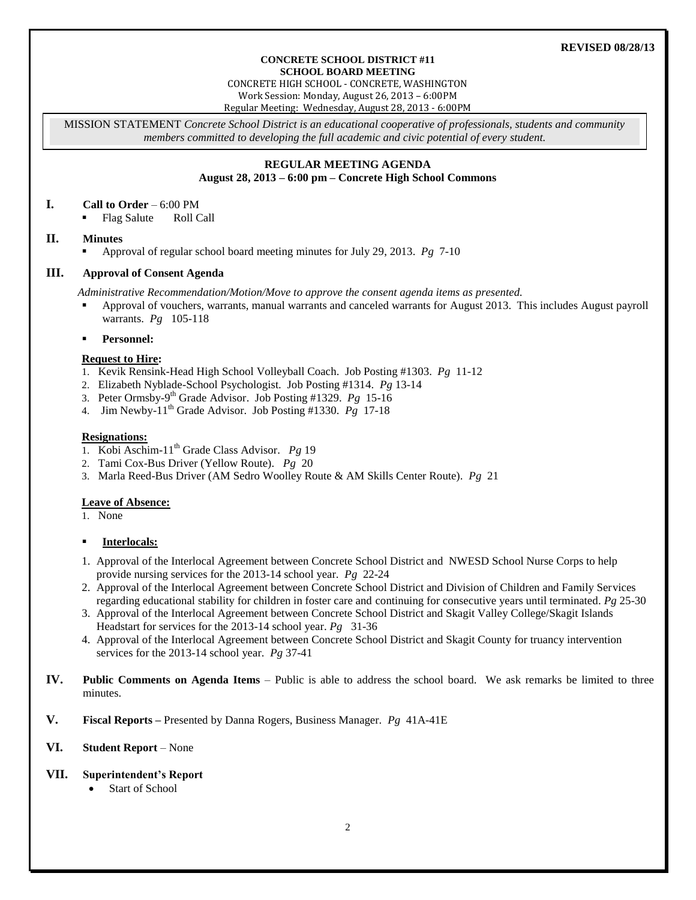**REVISED 08/28/13**

**CONCRETE SCHOOL DISTRICT #11**
**SCHOOL BOARD MEETING**
CONCRETE HIGH SCHOOL - CONCRETE, WASHINGTON
Work Session: Monday, August 26, 2013 – 6:00PM
Regular Meeting: Wednesday, August 28, 2013 - 6:00PM

MISSION STATEMENT *Concrete School District is an educational cooperative of professionals, students and community members committed to developing the full academic and civic potential of every student.*

## REGULAR MEETING AGENDA
**August 28, 2013 – 6:00 pm – Concrete High School Commons**

### I. Call to Order – 6:00 PM

- Flag Salute  Roll Call

### II. Minutes

- Approval of regular school board meeting minutes for July 29, 2013. *Pg* 7-10

### III. Approval of Consent Agenda

*Administrative Recommendation/Motion/Move to approve the consent agenda items as presented.*

- Approval of vouchers, warrants, manual warrants and canceled warrants for August 2013. This includes August payroll warrants. *Pg* 105-118
- **Personnel:**

**Request to Hire:**

1. Kevik Rensink-Head High School Volleyball Coach. Job Posting #1303. *Pg* 11-12
2. Elizabeth Nyblade-School Psychologist. Job Posting #1314. *Pg* 13-14
3. Peter Ormsby-9th Grade Advisor. Job Posting #1329. *Pg* 15-16
4. Jim Newby-11th Grade Advisor. Job Posting #1330. *Pg* 17-18

**Resignations:**

1. Kobi Aschim-11th Grade Class Advisor. *Pg* 19
2. Tami Cox-Bus Driver (Yellow Route). *Pg* 20
3. Marla Reed-Bus Driver (AM Sedro Woolley Route & AM Skills Center Route). *Pg* 21

**Leave of Absence:**

1. None

- **Interlocals:**

1. Approval of the Interlocal Agreement between Concrete School District and NWESD School Nurse Corps to help provide nursing services for the 2013-14 school year. *Pg* 22-24
2. Approval of the Interlocal Agreement between Concrete School District and Division of Children and Family Services regarding educational stability for children in foster care and continuing for consecutive years until terminated. *Pg* 25-30
3. Approval of the Interlocal Agreement between Concrete School District and Skagit Valley College/Skagit Islands Headstart for services for the 2013-14 school year. *Pg* 31-36
4. Approval of the Interlocal Agreement between Concrete School District and Skagit County for truancy intervention services for the 2013-14 school year. *Pg* 37-41

### IV. Public Comments on Agenda Items – Public is able to address the school board. We ask remarks be limited to three minutes.

### V. Fiscal Reports – Presented by Danna Rogers, Business Manager. *Pg* 41A-41E

### VI. Student Report – None

### VII. Superintendent's Report

- Start of School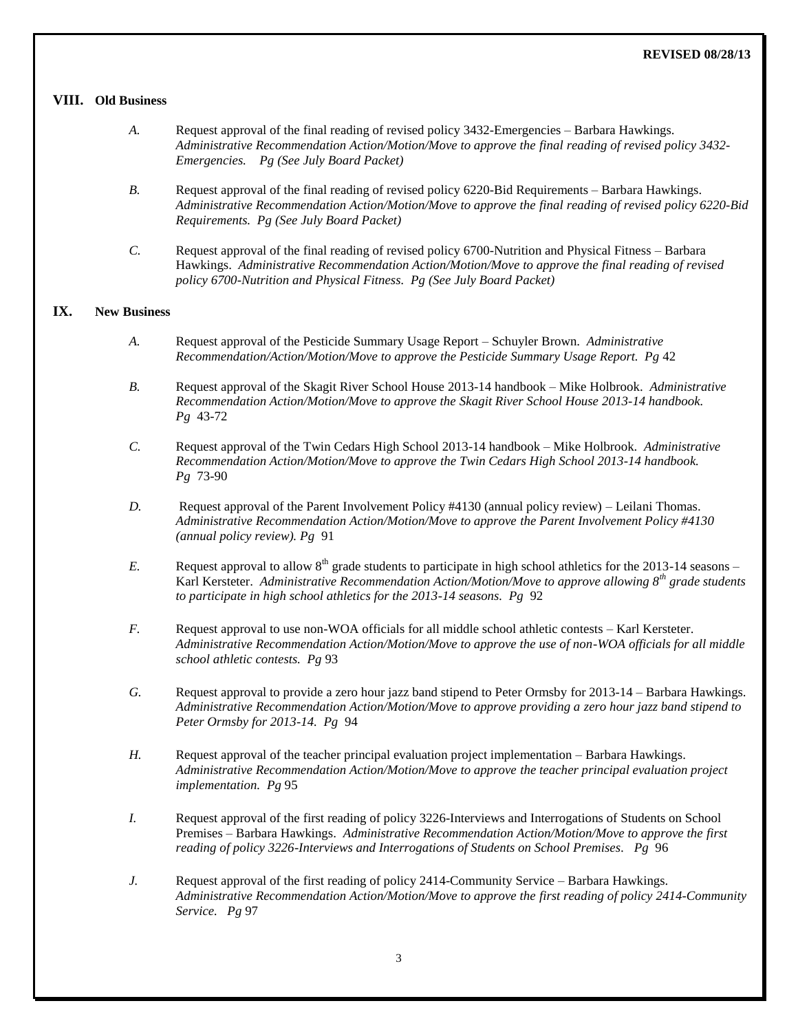**REVISED 08/28/13**

## VIII. Old Business

*A.* Request approval of the final reading of revised policy 3432-Emergencies – Barbara Hawkings. *Administrative Recommendation Action/Motion/Move to approve the final reading of revised policy 3432-Emergencies. Pg (See July Board Packet)*

*B.* Request approval of the final reading of revised policy 6220-Bid Requirements – Barbara Hawkings. *Administrative Recommendation Action/Motion/Move to approve the final reading of revised policy 6220-Bid Requirements. Pg (See July Board Packet)*

*C.* Request approval of the final reading of revised policy 6700-Nutrition and Physical Fitness – Barbara Hawkings. *Administrative Recommendation Action/Motion/Move to approve the final reading of revised policy 6700-Nutrition and Physical Fitness. Pg (See July Board Packet)*

## IX. New Business

*A.* Request approval of the Pesticide Summary Usage Report – Schuyler Brown. *Administrative Recommendation/Action/Motion/Move to approve the Pesticide Summary Usage Report. Pg* 42

*B.* Request approval of the Skagit River School House 2013-14 handbook – Mike Holbrook. *Administrative Recommendation Action/Motion/Move to approve the Skagit River School House 2013-14 handbook. Pg* 43-72

*C.* Request approval of the Twin Cedars High School 2013-14 handbook – Mike Holbrook. *Administrative Recommendation Action/Motion/Move to approve the Twin Cedars High School 2013-14 handbook. Pg* 73-90

*D.* Request approval of the Parent Involvement Policy #4130 (annual policy review) – Leilani Thomas. *Administrative Recommendation Action/Motion/Move to approve the Parent Involvement Policy #4130 (annual policy review). Pg* 91

*E.* Request approval to allow 8th grade students to participate in high school athletics for the 2013-14 seasons – Karl Kersteter. *Administrative Recommendation Action/Motion/Move to approve allowing 8th grade students to participate in high school athletics for the 2013-14 seasons. Pg* 92

*F.* Request approval to use non-WOA officials for all middle school athletic contests – Karl Kersteter. *Administrative Recommendation Action/Motion/Move to approve the use of non-WOA officials for all middle school athletic contests. Pg* 93

*G.* Request approval to provide a zero hour jazz band stipend to Peter Ormsby for 2013-14 – Barbara Hawkings. *Administrative Recommendation Action/Motion/Move to approve providing a zero hour jazz band stipend to Peter Ormsby for 2013-14. Pg* 94

*H.* Request approval of the teacher principal evaluation project implementation – Barbara Hawkings. *Administrative Recommendation Action/Motion/Move to approve the teacher principal evaluation project implementation. Pg* 95

*I.* Request approval of the first reading of policy 3226-Interviews and Interrogations of Students on School Premises – Barbara Hawkings. *Administrative Recommendation Action/Motion/Move to approve the first reading of policy 3226-Interviews and Interrogations of Students on School Premises. Pg* 96

*J.* Request approval of the first reading of policy 2414-Community Service – Barbara Hawkings. *Administrative Recommendation Action/Motion/Move to approve the first reading of policy 2414-Community Service. Pg* 97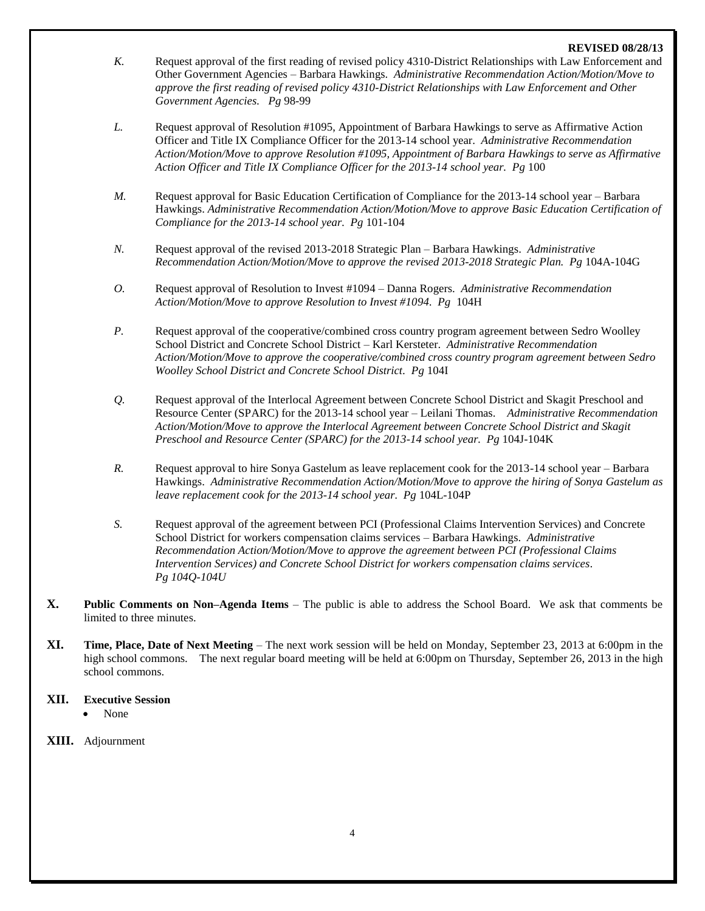**REVISED 08/28/13**

*K.* Request approval of the first reading of revised policy 4310-District Relationships with Law Enforcement and Other Government Agencies – Barbara Hawkings. *Administrative Recommendation Action/Motion/Move to approve the first reading of revised policy 4310-District Relationships with Law Enforcement and Other Government Agencies. Pg* 98-99

*L.* Request approval of Resolution #1095, Appointment of Barbara Hawkings to serve as Affirmative Action Officer and Title IX Compliance Officer for the 2013-14 school year. *Administrative Recommendation Action/Motion/Move to approve Resolution #1095, Appointment of Barbara Hawkings to serve as Affirmative Action Officer and Title IX Compliance Officer for the 2013-14 school year. Pg* 100

*M.* Request approval for Basic Education Certification of Compliance for the 2013-14 school year – Barbara Hawkings. *Administrative Recommendation Action/Motion/Move to approve Basic Education Certification of Compliance for the 2013-14 school year. Pg* 101-104

*N.* Request approval of the revised 2013-2018 Strategic Plan – Barbara Hawkings. *Administrative Recommendation Action/Motion/Move to approve the revised 2013-2018 Strategic Plan. Pg* 104A-104G

*O.* Request approval of Resolution to Invest #1094 – Danna Rogers. *Administrative Recommendation Action/Motion/Move to approve Resolution to Invest #1094. Pg* 104H

*P.* Request approval of the cooperative/combined cross country program agreement between Sedro Woolley School District and Concrete School District – Karl Kersteter. *Administrative Recommendation Action/Motion/Move to approve the cooperative/combined cross country program agreement between Sedro Woolley School District and Concrete School District. Pg* 104I

*Q.* Request approval of the Interlocal Agreement between Concrete School District and Skagit Preschool and Resource Center (SPARC) for the 2013-14 school year – Leilani Thomas. *Administrative Recommendation Action/Motion/Move to approve the Interlocal Agreement between Concrete School District and Skagit Preschool and Resource Center (SPARC) for the 2013-14 school year. Pg* 104J-104K

*R.* Request approval to hire Sonya Gastelum as leave replacement cook for the 2013-14 school year – Barbara Hawkings. *Administrative Recommendation Action/Motion/Move to approve the hiring of Sonya Gastelum as leave replacement cook for the 2013-14 school year. Pg* 104L-104P

*S.* Request approval of the agreement between PCI (Professional Claims Intervention Services) and Concrete School District for workers compensation claims services – Barbara Hawkings. *Administrative Recommendation Action/Motion/Move to approve the agreement between PCI (Professional Claims Intervention Services) and Concrete School District for workers compensation claims services. Pg 104Q-104U*

**X. Public Comments on Non–Agenda Items** – The public is able to address the School Board. We ask that comments be limited to three minutes.

**XI. Time, Place, Date of Next Meeting** – The next work session will be held on Monday, September 23, 2013 at 6:00pm in the high school commons. The next regular board meeting will be held at 6:00pm on Thursday, September 26, 2013 in the high school commons.

**XII. Executive Session**

- None

**XIII.** Adjournment